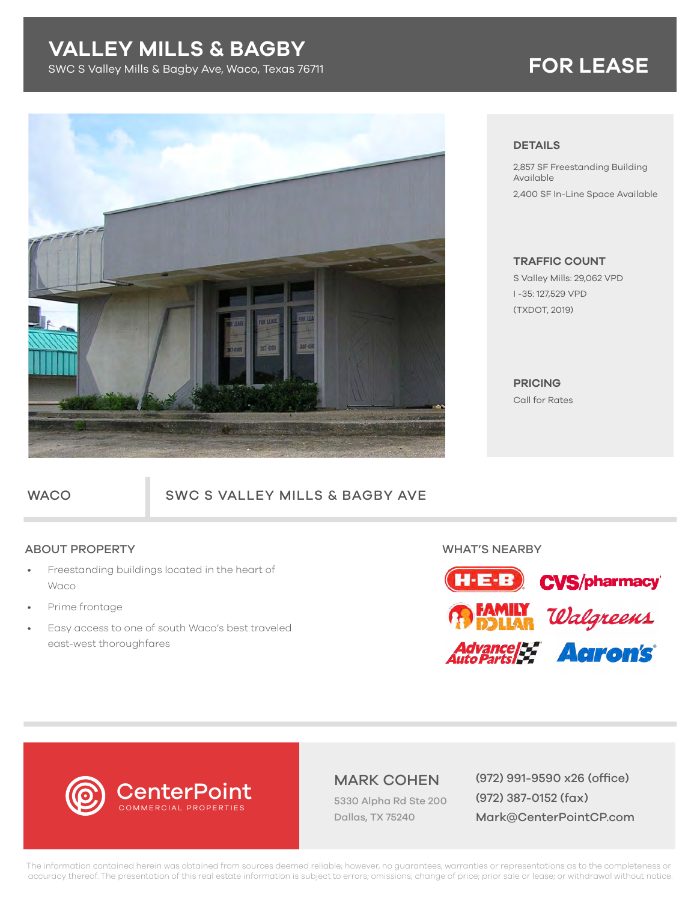# VALLEY MILLS & BAGBY

SWC S Valley Mills & Bagby Ave, Waco, Texas 76711

**FOR LEASE**

### DETAILS

2,857 SF Freestanding Building Available

2,400 SF In-Line Space Available

### TRAFFIC COUNT

S Valley Mills: 29,062 VPD

I -35: 127,529 VPD

(TXDOT, 2019)

### PRICING

Call for Rates

## WACO | SWC S VALLEY MILLS & BAGBY AVE

### ABOUT PROPERTY

- Freestanding buildings located in the heart of Waco
- Prime frontage
- Easy access to one of south Waco's best traveled east-west thoroughfares

### WHAT'S NEARBY

H-E-B, CVS/pharmacy, Family Dollar, Walgreens, Advance Auto Parts, Aaron's

CenterPoint COMMERCIAL PROPERTIES

**MARK COHEN**

5330 Alpha Rd Ste 200
Dallas, TX 75240

(972) 991-9590 x26 (office)
(972) 387-0152 (fax)
Mark@CenterPointCP.com

The information contained herein was obtained from sources deemed reliable; however, no guarantees, warranties or representations as to the completeness or accuracy thereof. The presentation of this real estate information is subject to errors; omissions; change of price; prior sale or lease; or withdrawal without notice.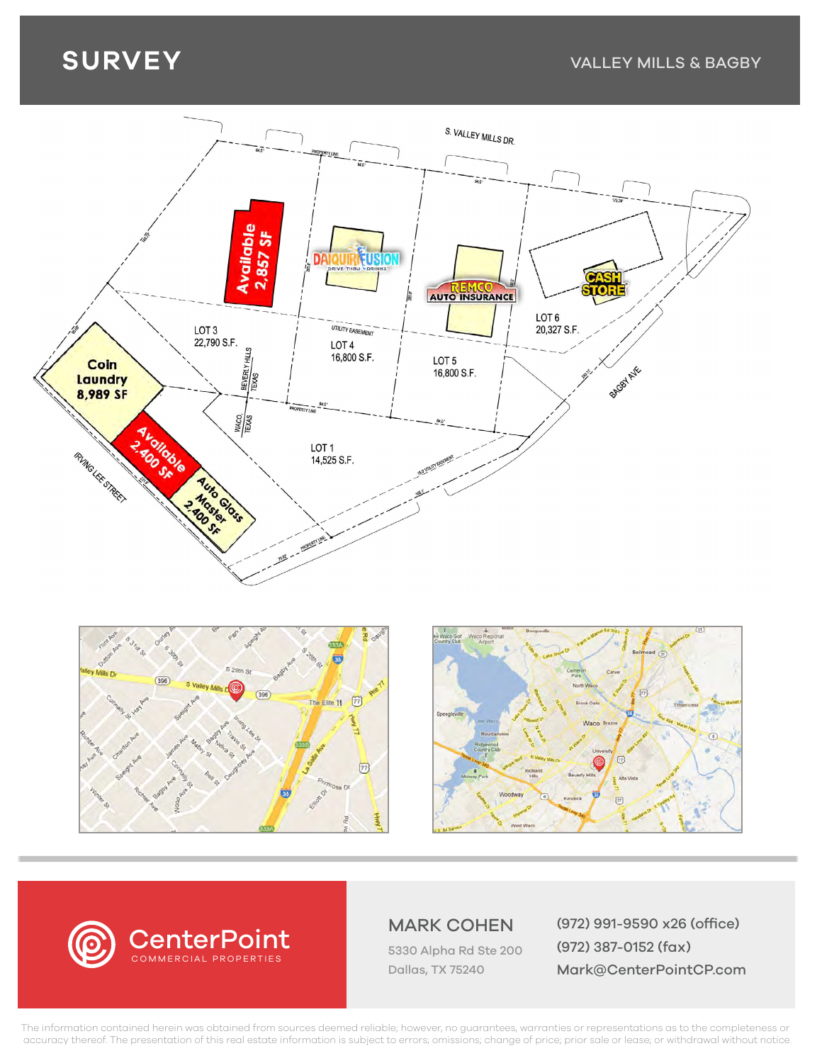# SURVEY

VALLEY MILLS & BAGBY

S. VALLEY MILLS DR.

Available 2,857 SF

DAIQUIRI FUSION DRIVE-THRU DRINKS

REMCO AUTO INSURANCE

CASH STORE

LOT 3
22,790 S.F.

LOT 4
16,800 S.F.

LOT 5
16,800 S.F.

LOT 6
20,327 S.F.

LOT 1
14,525 S.F.

Coin Laundry 8,989 SF

Available 2,400 SF

Auto Glass Master 2,400 SF

IRVING LEE STREET

BAGBY AVE

BEVERLY HILLS TEXAS

WACO TEXAS

UTILITY EASEMENT

PROPERTY LINE

## MARK COHEN

5330 Alpha Rd Ste 200
Dallas, TX 75240

(972) 991-9590 x26 (office)
(972) 387-0152 (fax)
Mark@CenterPointCP.com

CenterPoint COMMERCIAL PROPERTIES

The information contained herein was obtained from sources deemed reliable; however, no guarantees, warranties or representations as to the completeness or accuracy thereof. The presentation of this real estate information is subject to errors; omissions; change of price; prior sale or lease; or withdrawal without notice.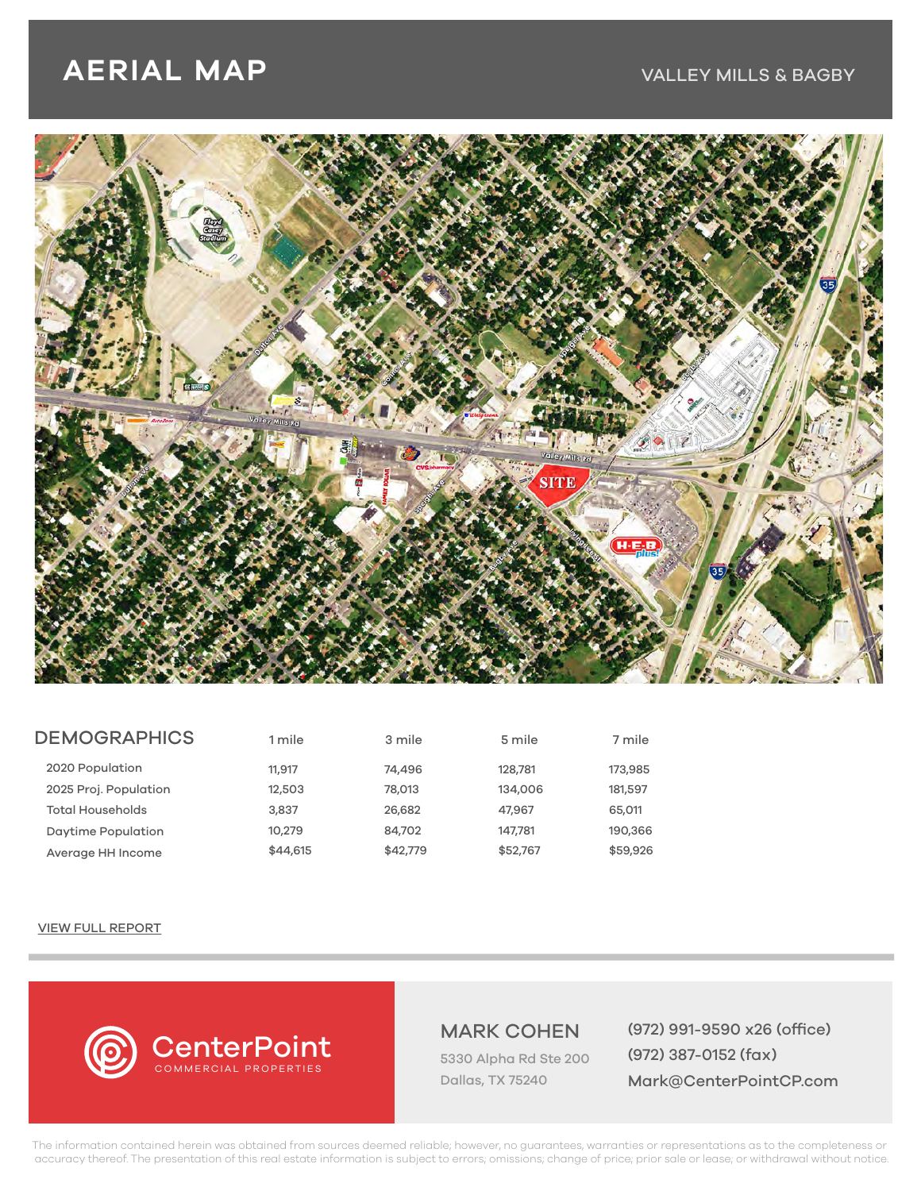# AERIAL MAP

VALLEY MILLS & BAGBY

## DEMOGRAPHICS

| | 1 mile | 3 mile | 5 mile | 7 mile |
|---|---|---|---|---|
| 2020 Population | 11,917 | 74,496 | 128,781 | 173,985 |
| 2025 Proj. Population | 12,503 | 78,013 | 134,006 | 181,597 |
| Total Households | 3,837 | 26,682 | 47,967 | 65,011 |
| Daytime Population | 10,279 | 84,702 | 147,781 | 190,366 |
| Average HH Income | $44,615 | $42,779 | $52,767 | $59,926 |

VIEW FULL REPORT

CenterPoint
COMMERCIAL PROPERTIES

MARK COHEN
5330 Alpha Rd Ste 200
Dallas, TX 75240

(972) 991-9590 x26 (office)
(972) 387-0152 (fax)
Mark@CenterPointCP.com

The information contained herein was obtained from sources deemed reliable; however, no guarantees, warranties or representations as to the completeness or accuracy thereof. The presentation of this real estate information is subject to errors; omissions; change of price; prior sale or lease; or withdrawal without notice.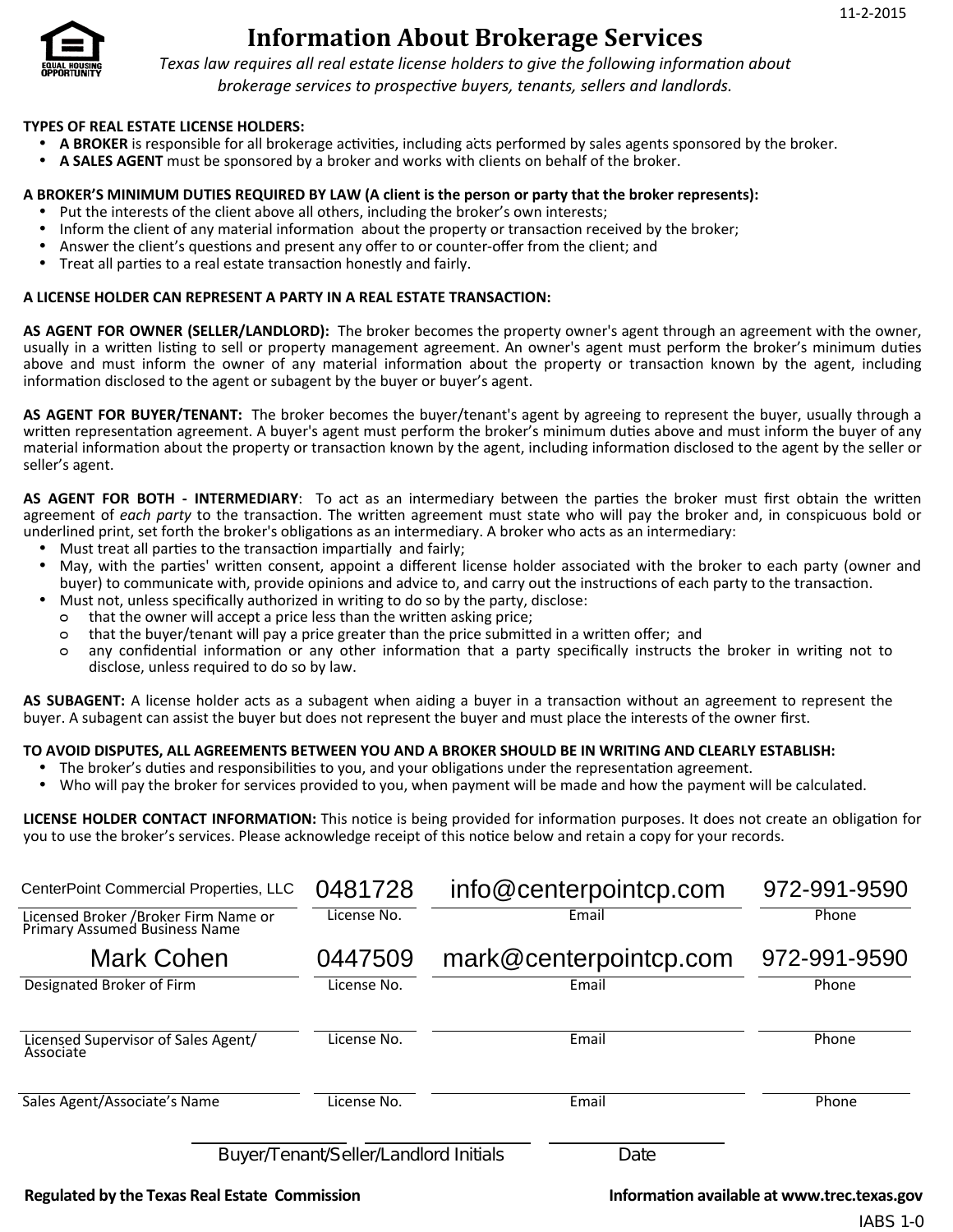11-2-2015

# Information About Brokerage Services

*Texas law requires all real estate license holders to give the following information about brokerage services to prospective buyers, tenants, sellers and landlords.*

**TYPES OF REAL ESTATE LICENSE HOLDERS:**

- **A BROKER** is responsible for all brokerage activities, including acts performed by sales agents sponsored by the broker.
- **A SALES AGENT** must be sponsored by a broker and works with clients on behalf of the broker.

**A BROKER'S MINIMUM DUTIES REQUIRED BY LAW (A client is the person or party that the broker represents):**

- Put the interests of the client above all others, including the broker's own interests;
- Inform the client of any material information about the property or transaction received by the broker;
- Answer the client's questions and present any offer to or counter-offer from the client; and
- Treat all parties to a real estate transaction honestly and fairly.

**A LICENSE HOLDER CAN REPRESENT A PARTY IN A REAL ESTATE TRANSACTION:**

**AS AGENT FOR OWNER (SELLER/LANDLORD):** The broker becomes the property owner's agent through an agreement with the owner, usually in a written listing to sell or property management agreement. An owner's agent must perform the broker's minimum duties above and must inform the owner of any material information about the property or transaction known by the agent, including information disclosed to the agent or subagent by the buyer or buyer's agent.

**AS AGENT FOR BUYER/TENANT:** The broker becomes the buyer/tenant's agent by agreeing to represent the buyer, usually through a written representation agreement. A buyer's agent must perform the broker's minimum duties above and must inform the buyer of any material information about the property or transaction known by the agent, including information disclosed to the agent by the seller or seller's agent.

**AS AGENT FOR BOTH - INTERMEDIARY**: To act as an intermediary between the parties the broker must first obtain the written agreement of *each party* to the transaction. The written agreement must state who will pay the broker and, in conspicuous bold or underlined print, set forth the broker's obligations as an intermediary. A broker who acts as an intermediary:

- Must treat all parties to the transaction impartially and fairly;
- May, with the parties' written consent, appoint a different license holder associated with the broker to each party (owner and buyer) to communicate with, provide opinions and advice to, and carry out the instructions of each party to the transaction.
- Must not, unless specifically authorized in writing to do so by the party, disclose:
  - that the owner will accept a price less than the written asking price;
  - that the buyer/tenant will pay a price greater than the price submitted in a written offer; and
  - any confidential information or any other information that a party specifically instructs the broker in writing not to disclose, unless required to do so by law.

**AS SUBAGENT:** A license holder acts as a subagent when aiding a buyer in a transaction without an agreement to represent the buyer. A subagent can assist the buyer but does not represent the buyer and must place the interests of the owner first.

**TO AVOID DISPUTES, ALL AGREEMENTS BETWEEN YOU AND A BROKER SHOULD BE IN WRITING AND CLEARLY ESTABLISH:**

- The broker's duties and responsibilities to you, and your obligations under the representation agreement.
- Who will pay the broker for services provided to you, when payment will be made and how the payment will be calculated.

**LICENSE HOLDER CONTACT INFORMATION:** This notice is being provided for information purposes. It does not create an obligation for you to use the broker's services. Please acknowledge receipt of this notice below and retain a copy for your records.

| | | | |
|---|---|---|---|
| CenterPoint Commercial Properties, LLC | 0481728 | info@centerpointcp.com | 972-991-9590 |
| Licensed Broker /Broker Firm Name or Primary Assumed Business Name | License No. | Email | Phone |
| Mark Cohen | 0447509 | mark@centerpointcp.com | 972-991-9590 |
| Designated Broker of Firm | License No. | Email | Phone |
| | | | |
| Licensed Supervisor of Sales Agent/ Associate | License No. | Email | Phone |
| | | | |
| Sales Agent/Associate's Name | License No. | Email | Phone |

Buyer/Tenant/Seller/Landlord Initials &nbsp;&nbsp;&nbsp; Date

**Regulated by the Texas Real Estate Commission** &nbsp;&nbsp;&nbsp; **Information available at www.trec.texas.gov**

IABS 1-0